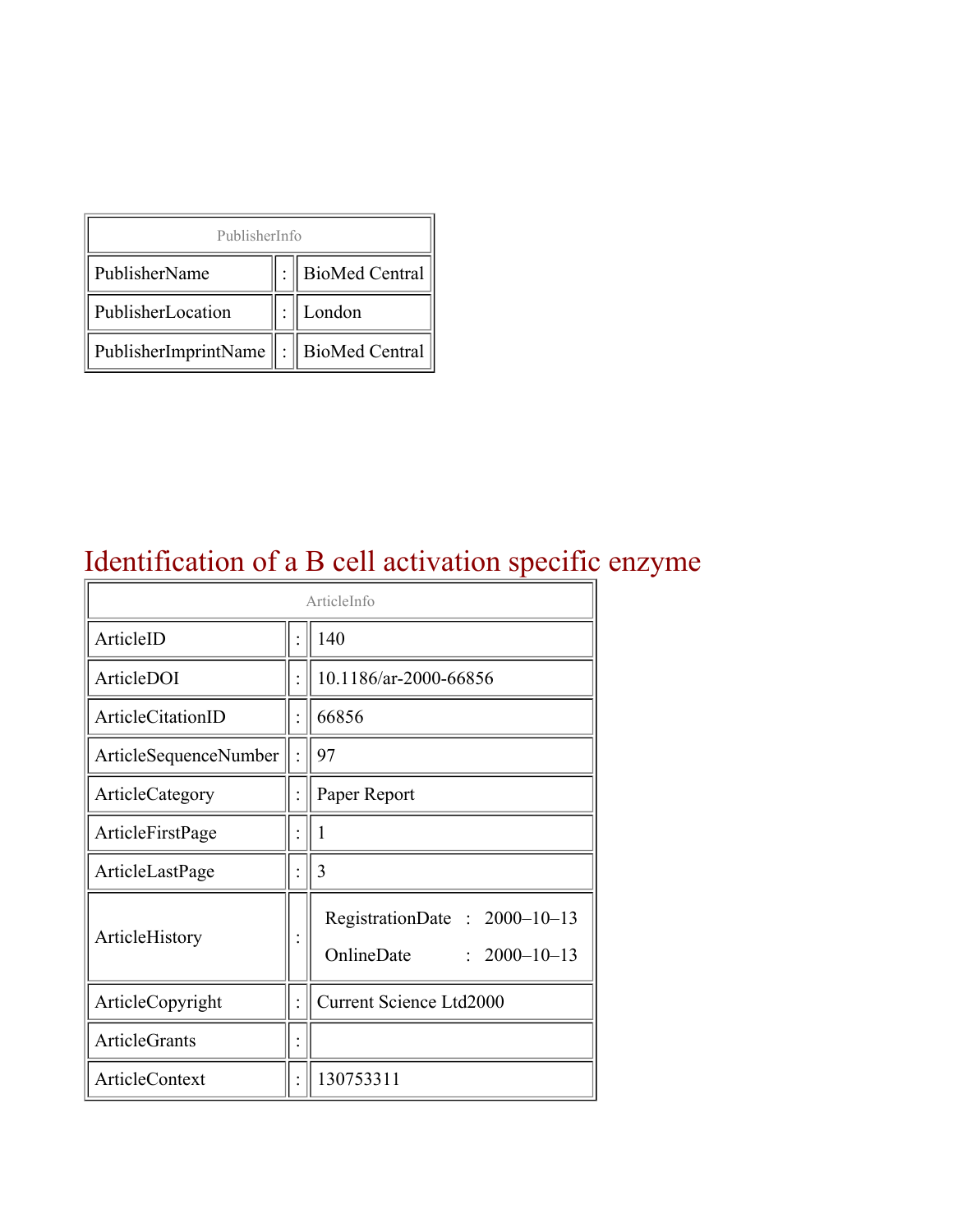| PublisherInfo | | |
| --- | --- | --- |
| PublisherName | : | BioMed Central |
| PublisherLocation | : | London |
| PublisherImprintName | : | BioMed Central |

# Identification of a B cell activation specific enzyme

| ArticleInfo | | |
| --- | --- | --- |
| ArticleID | : | 140 |
| ArticleDOI | : | 10.1186/ar-2000-66856 |
| ArticleCitationID | : | 66856 |
| ArticleSequenceNumber | : | 97 |
| ArticleCategory | : | Paper Report |
| ArticleFirstPage | : | 1 |
| ArticleLastPage | : | 3 |
| ArticleHistory | : | RegistrationDate : 2000–10–13<br>OnlineDate : 2000–10–13 |
| ArticleCopyright | : | Current Science Ltd2000 |
| ArticleGrants | : | |
| ArticleContext | : | 130753311 |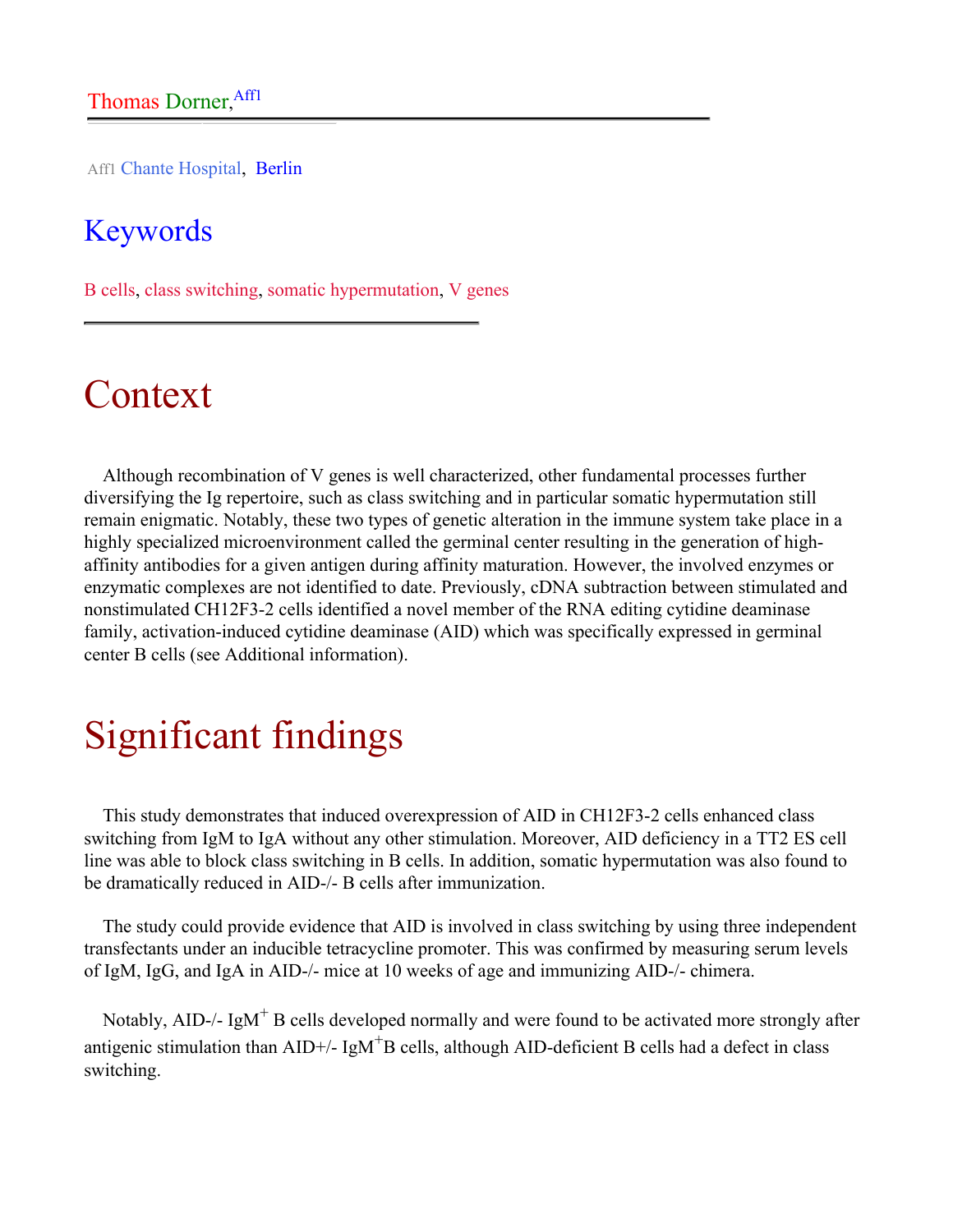Thomas Dorner,[Aff1]

[Aff1] Chante Hospital, Berlin

## Keywords

B cells, class switching, somatic hypermutation, V genes

# Context

Although recombination of V genes is well characterized, other fundamental processes further diversifying the Ig repertoire, such as class switching and in particular somatic hypermutation still remain enigmatic. Notably, these two types of genetic alteration in the immune system take place in a highly specialized microenvironment called the germinal center resulting in the generation of high-affinity antibodies for a given antigen during affinity maturation. However, the involved enzymes or enzymatic complexes are not identified to date. Previously, cDNA subtraction between stimulated and nonstimulated CH12F3-2 cells identified a novel member of the RNA editing cytidine deaminase family, activation-induced cytidine deaminase (AID) which was specifically expressed in germinal center B cells (see Additional information).

# Significant findings

This study demonstrates that induced overexpression of AID in CH12F3-2 cells enhanced class switching from IgM to IgA without any other stimulation. Moreover, AID deficiency in a TT2 ES cell line was able to block class switching in B cells. In addition, somatic hypermutation was also found to be dramatically reduced in AID-/- B cells after immunization.

The study could provide evidence that AID is involved in class switching by using three independent transfectants under an inducible tetracycline promoter. This was confirmed by measuring serum levels of IgM, IgG, and IgA in AID-/- mice at 10 weeks of age and immunizing AID-/- chimera.

Notably, AID-/- $IgM^+$ B cells developed normally and were found to be activated more strongly after antigenic stimulation than AID+/- $IgM^+$B cells, although AID-deficient B cells had a defect in class switching.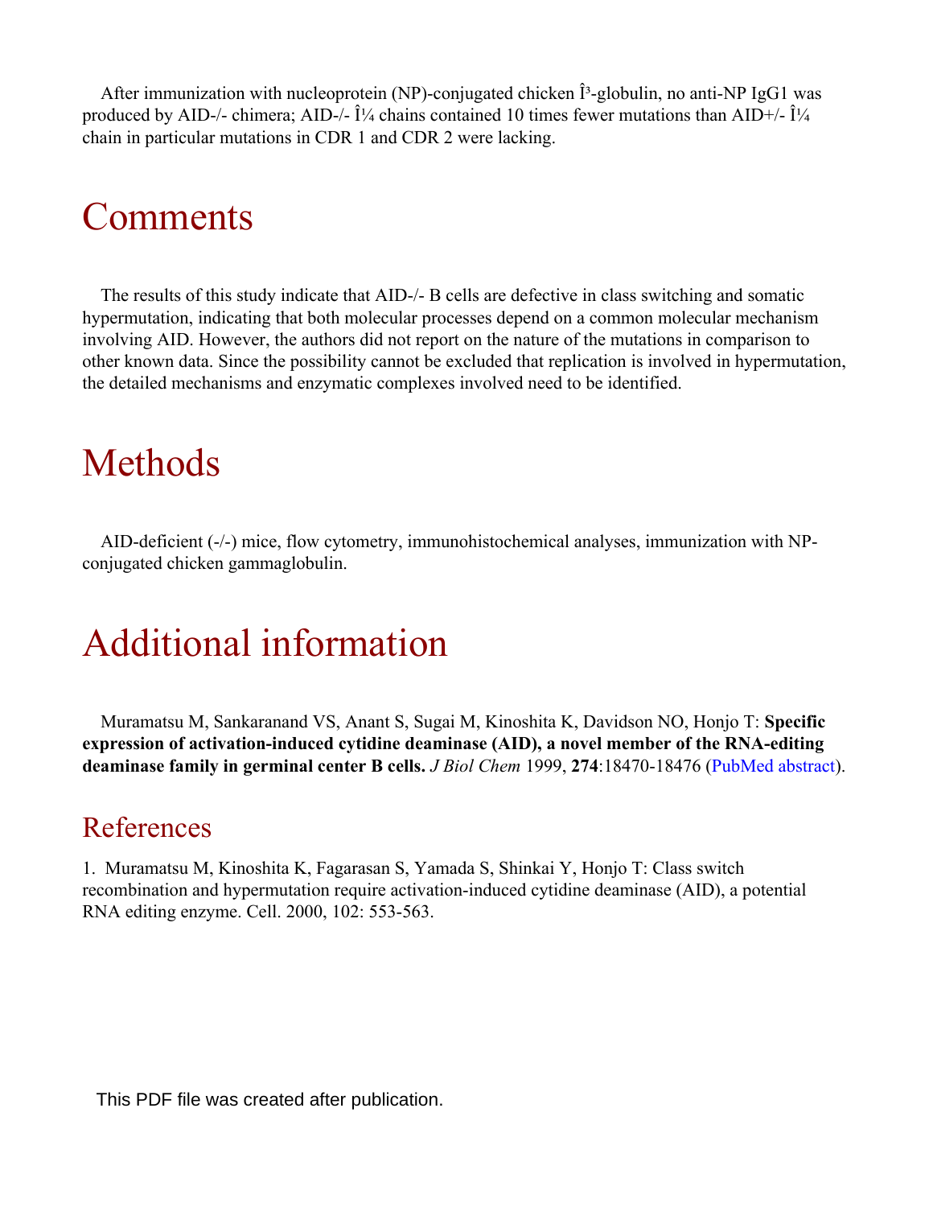After immunization with nucleoprotein (NP)-conjugated chicken Î³-globulin, no anti-NP IgG1 was produced by AID-/- chimera; AID-/- Î¼ chains contained 10 times fewer mutations than AID+/- Î¼ chain in particular mutations in CDR 1 and CDR 2 were lacking.

# Comments

The results of this study indicate that AID-/- B cells are defective in class switching and somatic hypermutation, indicating that both molecular processes depend on a common molecular mechanism involving AID. However, the authors did not report on the nature of the mutations in comparison to other known data. Since the possibility cannot be excluded that replication is involved in hypermutation, the detailed mechanisms and enzymatic complexes involved need to be identified.

# Methods

AID-deficient (-/-) mice, flow cytometry, immunohistochemical analyses, immunization with NP-conjugated chicken gammaglobulin.

# Additional information

Muramatsu M, Sankaranand VS, Anant S, Sugai M, Kinoshita K, Davidson NO, Honjo T: **Specific expression of activation-induced cytidine deaminase (AID), a novel member of the RNA-editing deaminase family in germinal center B cells.** *J Biol Chem* 1999, **274**:18470-18476 (PubMed abstract).

## References

1. Muramatsu M, Kinoshita K, Fagarasan S, Yamada S, Shinkai Y, Honjo T: Class switch recombination and hypermutation require activation-induced cytidine deaminase (AID), a potential RNA editing enzyme. Cell. 2000, 102: 553-563.

This PDF file was created after publication.